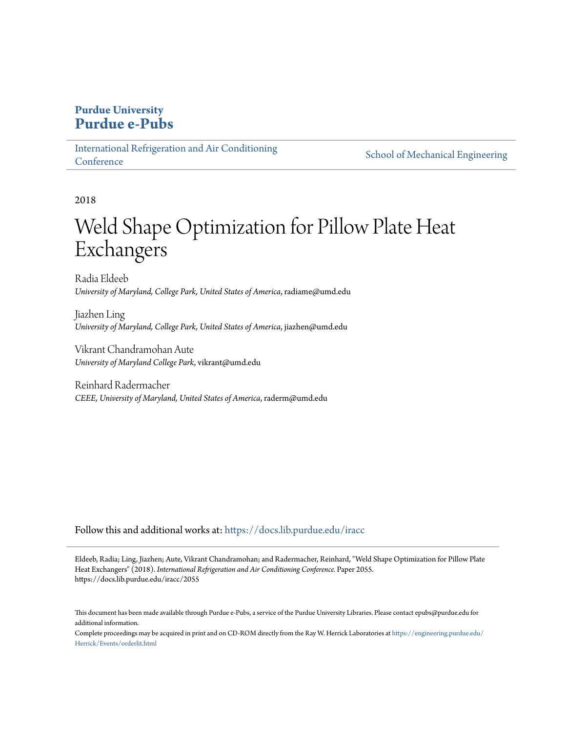**Purdue University**
**Purdue e-Pubs**

International Refrigeration and Air Conditioning Conference | School of Mechanical Engineering

2018

# Weld Shape Optimization for Pillow Plate Heat Exchangers

Radia Eldeeb
*University of Maryland, College Park, United States of America*, radiame@umd.edu

Jiazhen Ling
*University of Maryland, College Park, United States of America*, jiazhen@umd.edu

Vikrant Chandramohan Aute
*University of Maryland College Park*, vikrant@umd.edu

Reinhard Radermacher
*CEEE, University of Maryland, United States of America*, raderm@umd.edu

Follow this and additional works at: https://docs.lib.purdue.edu/iracc

Eldeeb, Radia; Ling, Jiazhen; Aute, Vikrant Chandramohan; and Radermacher, Reinhard, "Weld Shape Optimization for Pillow Plate Heat Exchangers" (2018). *International Refrigeration and Air Conditioning Conference.* Paper 2055.
https://docs.lib.purdue.edu/iracc/2055

This document has been made available through Purdue e-Pubs, a service of the Purdue University Libraries. Please contact epubs@purdue.edu for additional information.

Complete proceedings may be acquired in print and on CD-ROM directly from the Ray W. Herrick Laboratories at https://engineering.purdue.edu/Herrick/Events/orderlit.html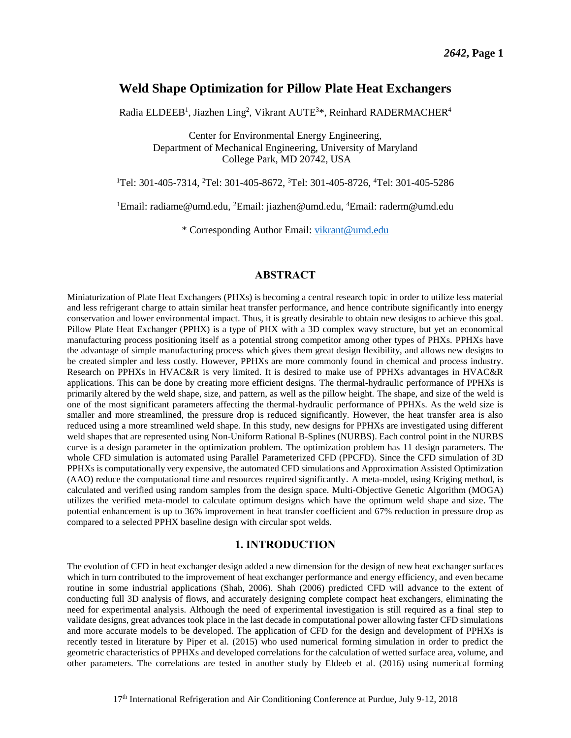# Weld Shape Optimization for Pillow Plate Heat Exchangers

Radia ELDEEB[1], Jiazhen Ling[2], Vikrant AUTE[3]*, Reinhard RADERMACHER[4]

Center for Environmental Energy Engineering,
Department of Mechanical Engineering, University of Maryland
College Park, MD 20742, USA

[1]Tel: 301-405-7314, [2]Tel: 301-405-8672, [3]Tel: 301-405-8726, [4]Tel: 301-405-5286

[1]Email: radiame@umd.edu, [2]Email: jiazhen@umd.edu, [4]Email: raderm@umd.edu

* Corresponding Author Email: vikrant@umd.edu

## ABSTRACT

Miniaturization of Plate Heat Exchangers (PHXs) is becoming a central research topic in order to utilize less material and less refrigerant charge to attain similar heat transfer performance, and hence contribute significantly into energy conservation and lower environmental impact. Thus, it is greatly desirable to obtain new designs to achieve this goal. Pillow Plate Heat Exchanger (PPHX) is a type of PHX with a 3D complex wavy structure, but yet an economical manufacturing process positioning itself as a potential strong competitor among other types of PHXs. PPHXs have the advantage of simple manufacturing process which gives them great design flexibility, and allows new designs to be created simpler and less costly. However, PPHXs are more commonly found in chemical and process industry. Research on PPHXs in HVAC&R is very limited. It is desired to make use of PPHXs advantages in HVAC&R applications. This can be done by creating more efficient designs. The thermal-hydraulic performance of PPHXs is primarily altered by the weld shape, size, and pattern, as well as the pillow height. The shape, and size of the weld is one of the most significant parameters affecting the thermal-hydraulic performance of PPHXs. As the weld size is smaller and more streamlined, the pressure drop is reduced significantly. However, the heat transfer area is also reduced using a more streamlined weld shape. In this study, new designs for PPHXs are investigated using different weld shapes that are represented using Non-Uniform Rational B-Splines (NURBS). Each control point in the NURBS curve is a design parameter in the optimization problem. The optimization problem has 11 design parameters. The whole CFD simulation is automated using Parallel Parameterized CFD (PPCFD). Since the CFD simulation of 3D PPHXs is computationally very expensive, the automated CFD simulations and Approximation Assisted Optimization (AAO) reduce the computational time and resources required significantly. A meta-model, using Kriging method, is calculated and verified using random samples from the design space. Multi-Objective Genetic Algorithm (MOGA) utilizes the verified meta-model to calculate optimum designs which have the optimum weld shape and size. The potential enhancement is up to 36% improvement in heat transfer coefficient and 67% reduction in pressure drop as compared to a selected PPHX baseline design with circular spot welds.

## 1. INTRODUCTION

The evolution of CFD in heat exchanger design added a new dimension for the design of new heat exchanger surfaces which in turn contributed to the improvement of heat exchanger performance and energy efficiency, and even became routine in some industrial applications (Shah, 2006). Shah (2006) predicted CFD will advance to the extent of conducting full 3D analysis of flows, and accurately designing complete compact heat exchangers, eliminating the need for experimental analysis. Although the need of experimental investigation is still required as a final step to validate designs, great advances took place in the last decade in computational power allowing faster CFD simulations and more accurate models to be developed. The application of CFD for the design and development of PPHXs is recently tested in literature by Piper et al. (2015) who used numerical forming simulation in order to predict the geometric characteristics of PPHXs and developed correlations for the calculation of wetted surface area, volume, and other parameters. The correlations are tested in another study by Eldeeb et al. (2016) using numerical forming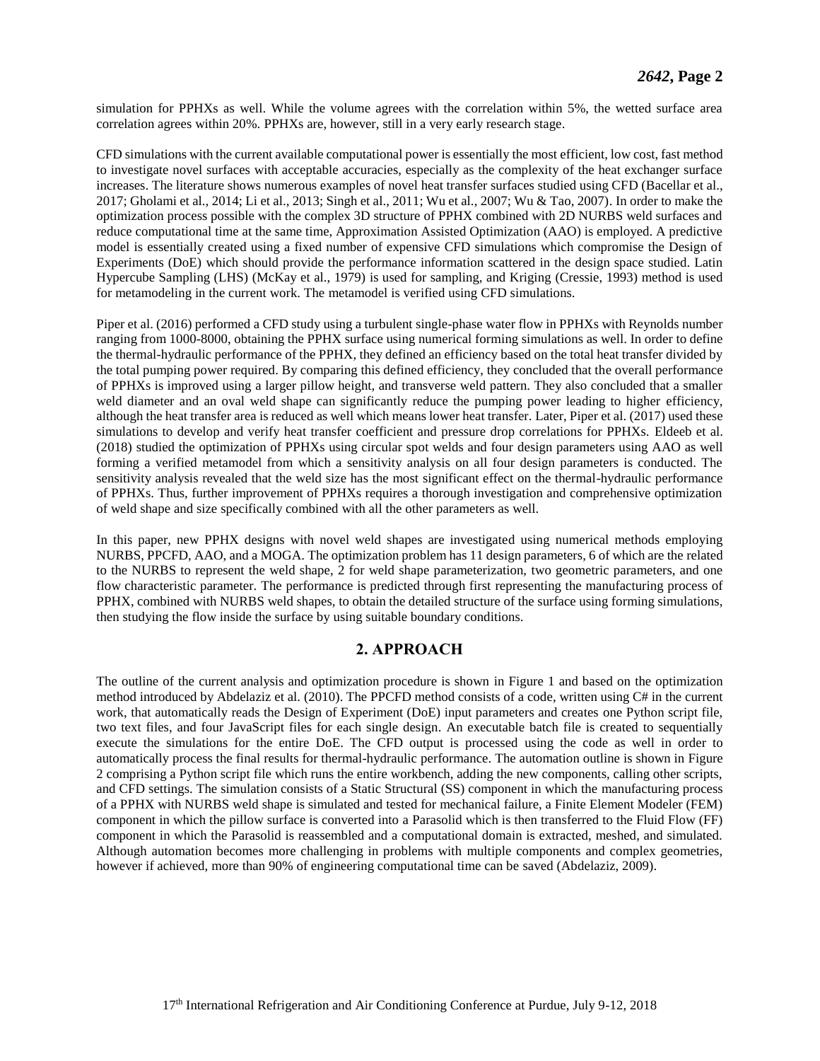simulation for PPHXs as well. While the volume agrees with the correlation within 5%, the wetted surface area correlation agrees within 20%. PPHXs are, however, still in a very early research stage.

CFD simulations with the current available computational power is essentially the most efficient, low cost, fast method to investigate novel surfaces with acceptable accuracies, especially as the complexity of the heat exchanger surface increases. The literature shows numerous examples of novel heat transfer surfaces studied using CFD (Bacellar et al., 2017; Gholami et al., 2014; Li et al., 2013; Singh et al., 2011; Wu et al., 2007; Wu & Tao, 2007). In order to make the optimization process possible with the complex 3D structure of PPHX combined with 2D NURBS weld surfaces and reduce computational time at the same time, Approximation Assisted Optimization (AAO) is employed. A predictive model is essentially created using a fixed number of expensive CFD simulations which compromise the Design of Experiments (DoE) which should provide the performance information scattered in the design space studied. Latin Hypercube Sampling (LHS) (McKay et al., 1979) is used for sampling, and Kriging (Cressie, 1993) method is used for metamodeling in the current work. The metamodel is verified using CFD simulations.

Piper et al. (2016) performed a CFD study using a turbulent single-phase water flow in PPHXs with Reynolds number ranging from 1000-8000, obtaining the PPHX surface using numerical forming simulations as well. In order to define the thermal-hydraulic performance of the PPHX, they defined an efficiency based on the total heat transfer divided by the total pumping power required. By comparing this defined efficiency, they concluded that the overall performance of PPHXs is improved using a larger pillow height, and transverse weld pattern. They also concluded that a smaller weld diameter and an oval weld shape can significantly reduce the pumping power leading to higher efficiency, although the heat transfer area is reduced as well which means lower heat transfer. Later, Piper et al. (2017) used these simulations to develop and verify heat transfer coefficient and pressure drop correlations for PPHXs. Eldeeb et al. (2018) studied the optimization of PPHXs using circular spot welds and four design parameters using AAO as well forming a verified metamodel from which a sensitivity analysis on all four design parameters is conducted. The sensitivity analysis revealed that the weld size has the most significant effect on the thermal-hydraulic performance of PPHXs. Thus, further improvement of PPHXs requires a thorough investigation and comprehensive optimization of weld shape and size specifically combined with all the other parameters as well.

In this paper, new PPHX designs with novel weld shapes are investigated using numerical methods employing NURBS, PPCFD, AAO, and a MOGA. The optimization problem has 11 design parameters, 6 of which are the related to the NURBS to represent the weld shape, 2 for weld shape parameterization, two geometric parameters, and one flow characteristic parameter. The performance is predicted through first representing the manufacturing process of PPHX, combined with NURBS weld shapes, to obtain the detailed structure of the surface using forming simulations, then studying the flow inside the surface by using suitable boundary conditions.

## 2. APPROACH

The outline of the current analysis and optimization procedure is shown in Figure 1 and based on the optimization method introduced by Abdelaziz et al. (2010). The PPCFD method consists of a code, written using C# in the current work, that automatically reads the Design of Experiment (DoE) input parameters and creates one Python script file, two text files, and four JavaScript files for each single design. An executable batch file is created to sequentially execute the simulations for the entire DoE. The CFD output is processed using the code as well in order to automatically process the final results for thermal-hydraulic performance. The automation outline is shown in Figure 2 comprising a Python script file which runs the entire workbench, adding the new components, calling other scripts, and CFD settings. The simulation consists of a Static Structural (SS) component in which the manufacturing process of a PPHX with NURBS weld shape is simulated and tested for mechanical failure, a Finite Element Modeler (FEM) component in which the pillow surface is converted into a Parasolid which is then transferred to the Fluid Flow (FF) component in which the Parasolid is reassembled and a computational domain is extracted, meshed, and simulated. Although automation becomes more challenging in problems with multiple components and complex geometries, however if achieved, more than 90% of engineering computational time can be saved (Abdelaziz, 2009).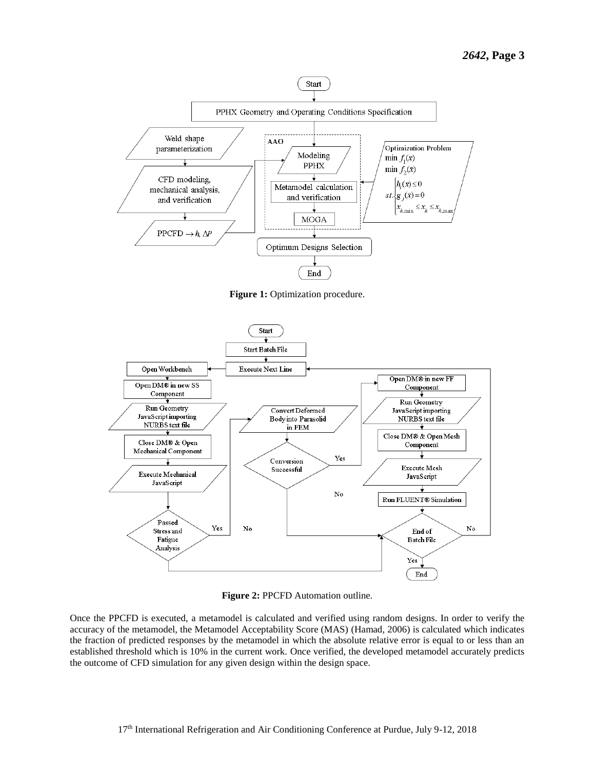**Figure 1:** Optimization procedure.

**Figure 2:** PPCFD Automation outline.

Once the PPCFD is executed, a metamodel is calculated and verified using random designs. In order to verify the accuracy of the metamodel, the Metamodel Acceptability Score (MAS) (Hamad, 2006) is calculated which indicates the fraction of predicted responses by the metamodel in which the absolute relative error is equal to or less than an established threshold which is 10% in the current work. Once verified, the developed metamodel accurately predicts the outcome of CFD simulation for any given design within the design space.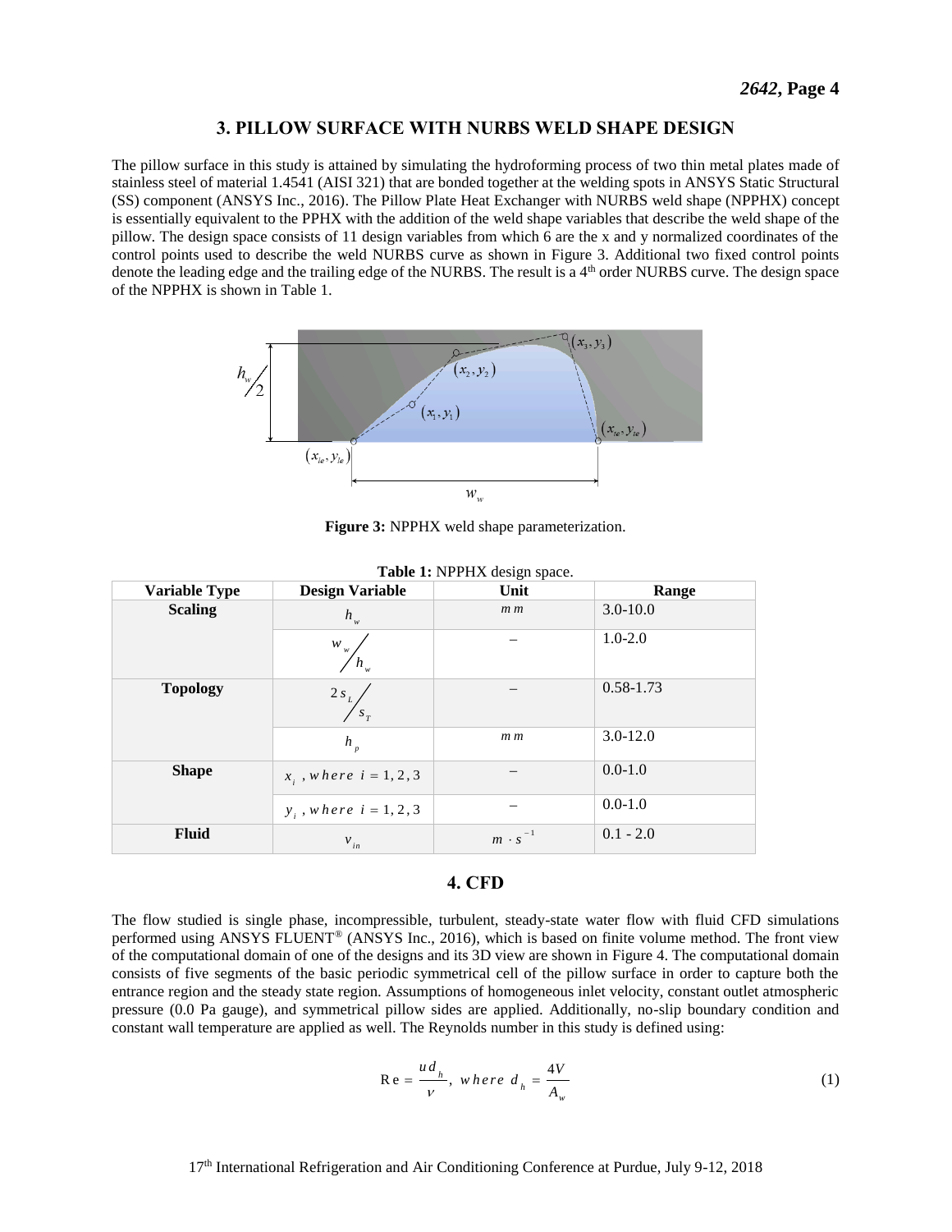## 3. PILLOW SURFACE WITH NURBS WELD SHAPE DESIGN

The pillow surface in this study is attained by simulating the hydroforming process of two thin metal plates made of stainless steel of material 1.4541 (AISI 321) that are bonded together at the welding spots in ANSYS Static Structural (SS) component (ANSYS Inc., 2016). The Pillow Plate Heat Exchanger with NURBS weld shape (NPPHX) concept is essentially equivalent to the PPHX with the addition of the weld shape variables that describe the weld shape of the pillow. The design space consists of 11 design variables from which 6 are the x and y normalized coordinates of the control points used to describe the weld NURBS curve as shown in Figure 3. Additional two fixed control points denote the leading edge and the trailing edge of the NURBS. The result is a 4th order NURBS curve. The design space of the NPPHX is shown in Table 1.

**Figure 3:** NPPHX weld shape parameterization.

**Table 1:** NPPHX design space.

| Variable Type | Design Variable | Unit | Range |
|---|---|---|---|
| **Scaling** | $h_w$ | $mm$ | 3.0-10.0 |
| | $w_w / h_w$ | – | 1.0-2.0 |
| **Topology** | $2s_L / s_T$ | – | 0.58-1.73 |
| | $h_p$ | $mm$ | 3.0-12.0 |
| **Shape** | $x_i$, where $i = 1, 2, 3$ | – | 0.0-1.0 |
| | $y_i$, where $i = 1, 2, 3$ | – | 0.0-1.0 |
| **Fluid** | $v_{in}$ | $m \cdot s^{-1}$ | 0.1 - 2.0 |

## 4. CFD

The flow studied is single phase, incompressible, turbulent, steady-state water flow with fluid CFD simulations performed using ANSYS FLUENT® (ANSYS Inc., 2016), which is based on finite volume method. The front view of the computational domain of one of the designs and its 3D view are shown in Figure 4. The computational domain consists of five segments of the basic periodic symmetrical cell of the pillow surface in order to capture both the entrance region and the steady state region. Assumptions of homogeneous inlet velocity, constant outlet atmospheric pressure (0.0 Pa gauge), and symmetrical pillow sides are applied. Additionally, no-slip boundary condition and constant wall temperature are applied as well. The Reynolds number in this study is defined using:

$$Re = \frac{u d_h}{\nu}, \ where \ d_h = \frac{4V}{A_w} \tag{1}$$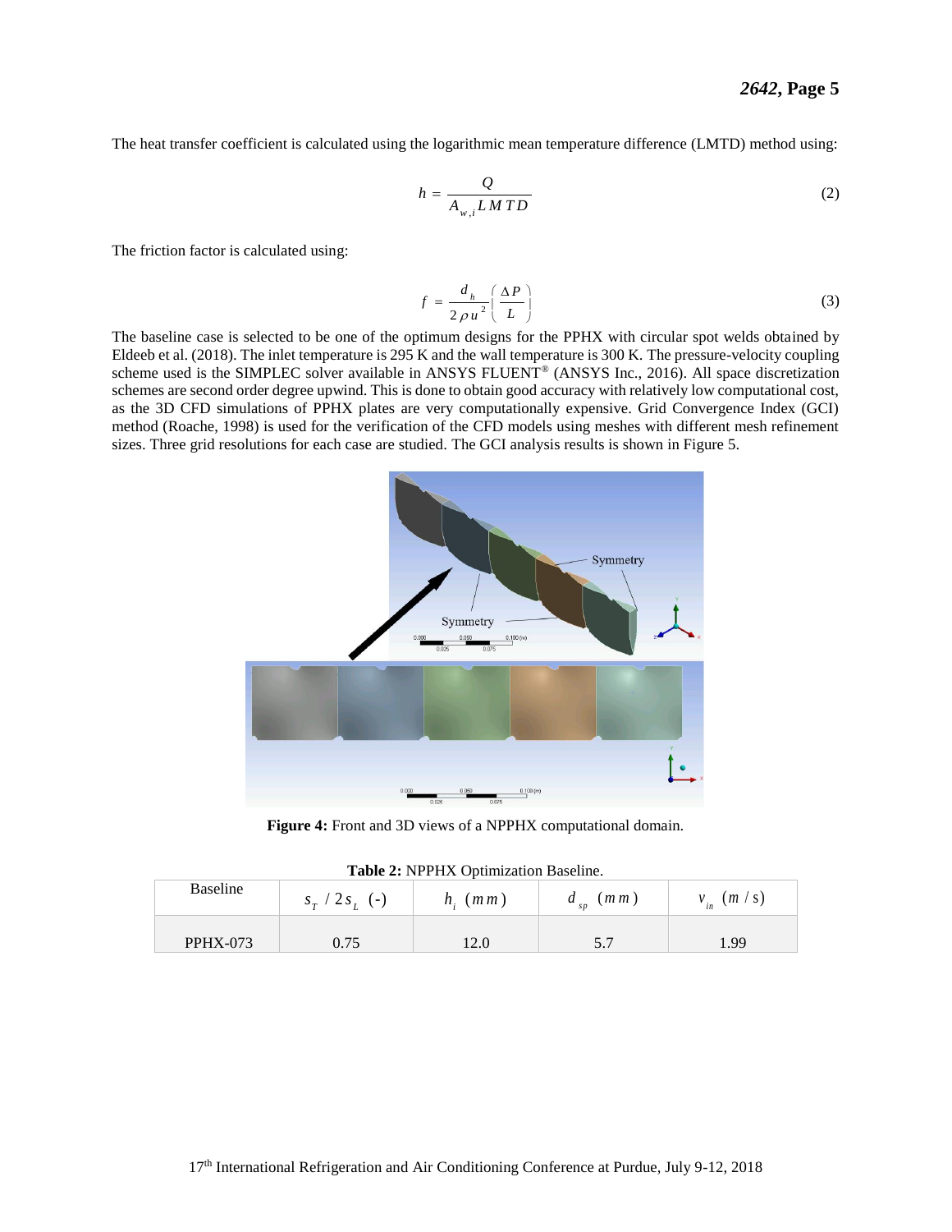The heat transfer coefficient is calculated using the logarithmic mean temperature difference (LMTD) method using:

$$h = \frac{Q}{A_{w,i} LMTD} \tag{2}$$

The friction factor is calculated using:

$$f = \frac{d_h}{2\rho u^2}\left(\frac{\Delta P}{L}\right) \tag{3}$$

The baseline case is selected to be one of the optimum designs for the PPHX with circular spot welds obtained by Eldeeb et al. (2018). The inlet temperature is 295 K and the wall temperature is 300 K. The pressure-velocity coupling scheme used is the SIMPLEC solver available in ANSYS FLUENT® (ANSYS Inc., 2016). All space discretization schemes are second order degree upwind. This is done to obtain good accuracy with relatively low computational cost, as the 3D CFD simulations of PPHX plates are very computationally expensive. Grid Convergence Index (GCI) method (Roache, 1998) is used for the verification of the CFD models using meshes with different mesh refinement sizes. Three grid resolutions for each case are studied. The GCI analysis results is shown in Figure 5.

**Figure 4:** Front and 3D views of a NPPHX computational domain.

**Table 2:** NPPHX Optimization Baseline.

| Baseline | $s_T / 2s_L$ (-) | $h_i$ $(mm)$ | $d_{sp}$ $(mm)$ | $v_{in}$ $(m/s)$ |
|---|---|---|---|---|
| PPHX-073 | 0.75 | 12.0 | 5.7 | 1.99 |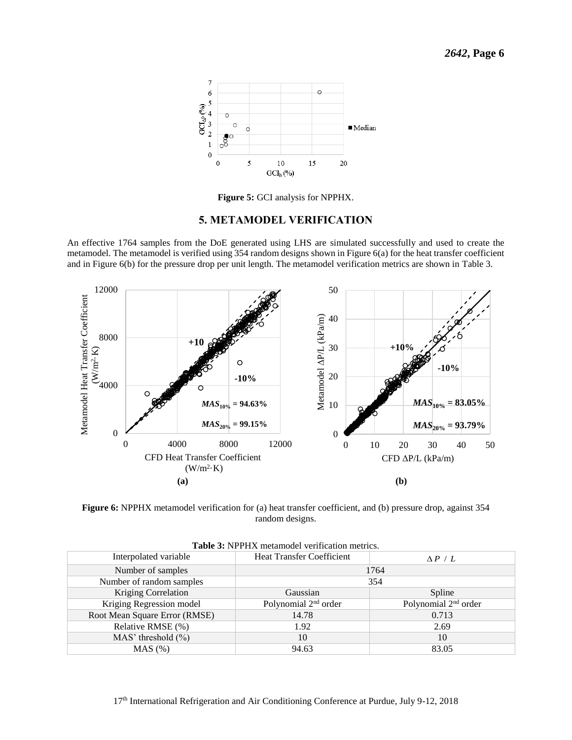**Figure 5:** GCI analysis for NPPHX.

## 5. METAMODEL VERIFICATION

An effective 1764 samples from the DoE generated using LHS are simulated successfully and used to create the metamodel. The metamodel is verified using 354 random designs shown in Figure 6(a) for the heat transfer coefficient and in Figure 6(b) for the pressure drop per unit length. The metamodel verification metrics are shown in Table 3.

**Figure 6:** NPPHX metamodel verification for (a) heat transfer coefficient, and (b) pressure drop, against 354 random designs.

**Table 3:** NPPHX metamodel verification metrics.

| Interpolated variable | Heat Transfer Coefficient | $\Delta P\ /\ L$ |
|---|---|---|
| Number of samples | 1764 | |
| Number of random samples | 354 | |
| Kriging Correlation | Gaussian | Spline |
| Kriging Regression model | Polynomial 2nd order | Polynomial 2nd order |
| Root Mean Square Error (RMSE) | 14.78 | 0.713 |
| Relative RMSE (%) | 1.92 | 2.69 |
| MAS' threshold (%) | 10 | 10 |
| MAS (%) | 94.63 | 83.05 |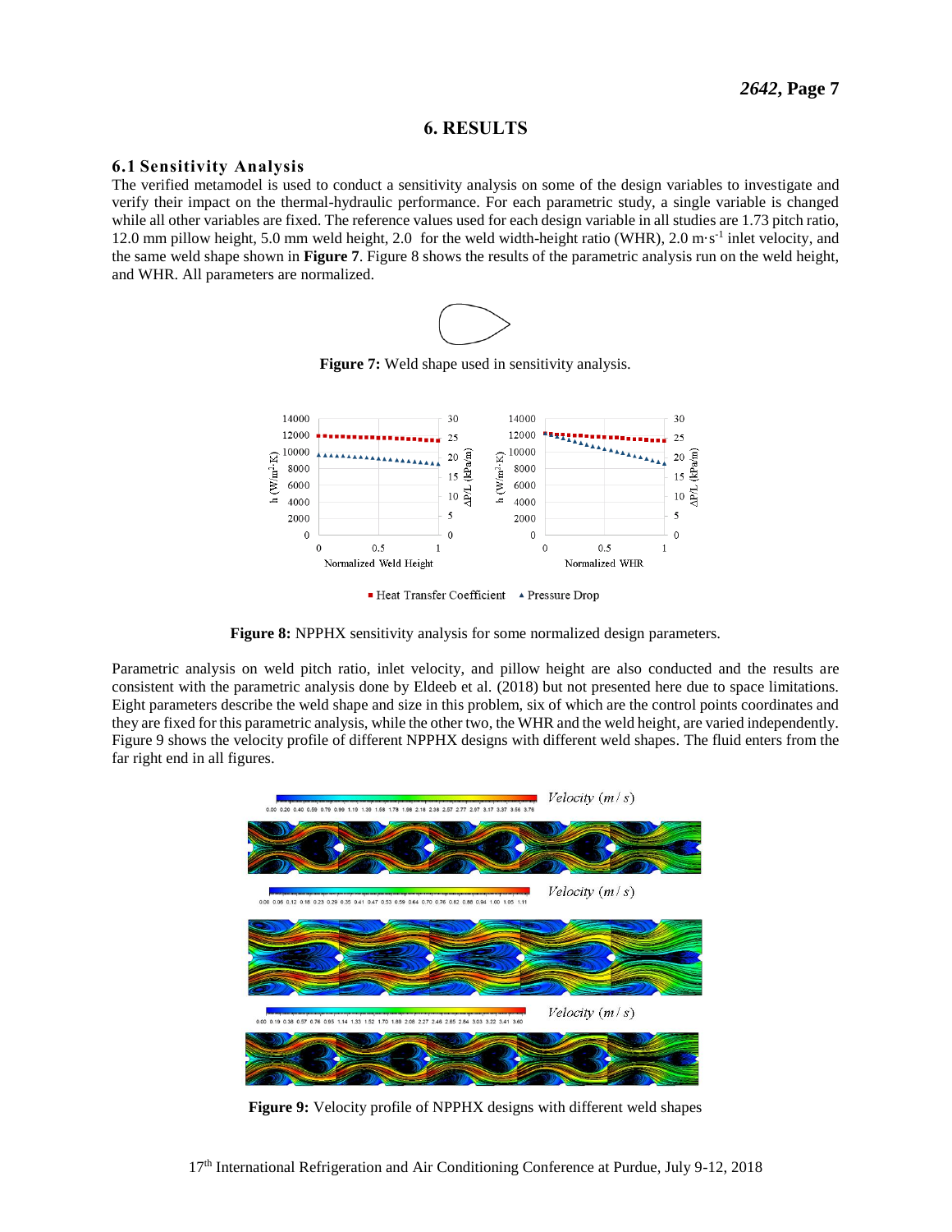# 6. RESULTS

## 6.1 Sensitivity Analysis

The verified metamodel is used to conduct a sensitivity analysis on some of the design variables to investigate and verify their impact on the thermal-hydraulic performance. For each parametric study, a single variable is changed while all other variables are fixed. The reference values used for each design variable in all studies are 1.73 pitch ratio, 12.0 mm pillow height, 5.0 mm weld height, 2.0 for the weld width-height ratio (WHR), 2.0 $m \cdot s^{-1}$ inlet velocity, and the same weld shape shown in **Figure 7**. Figure 8 shows the results of the parametric analysis run on the weld height, and WHR. All parameters are normalized.

**Figure 7:** Weld shape used in sensitivity analysis.

**Figure 8:** NPPHX sensitivity analysis for some normalized design parameters.

Parametric analysis on weld pitch ratio, inlet velocity, and pillow height are also conducted and the results are consistent with the parametric analysis done by Eldeeb et al. (2018) but not presented here due to space limitations. Eight parameters describe the weld shape and size in this problem, six of which are the control points coordinates and they are fixed for this parametric analysis, while the other two, the WHR and the weld height, are varied independently. Figure 9 shows the velocity profile of different NPPHX designs with different weld shapes. The fluid enters from the far right end in all figures.

**Figure 9:** Velocity profile of NPPHX designs with different weld shapes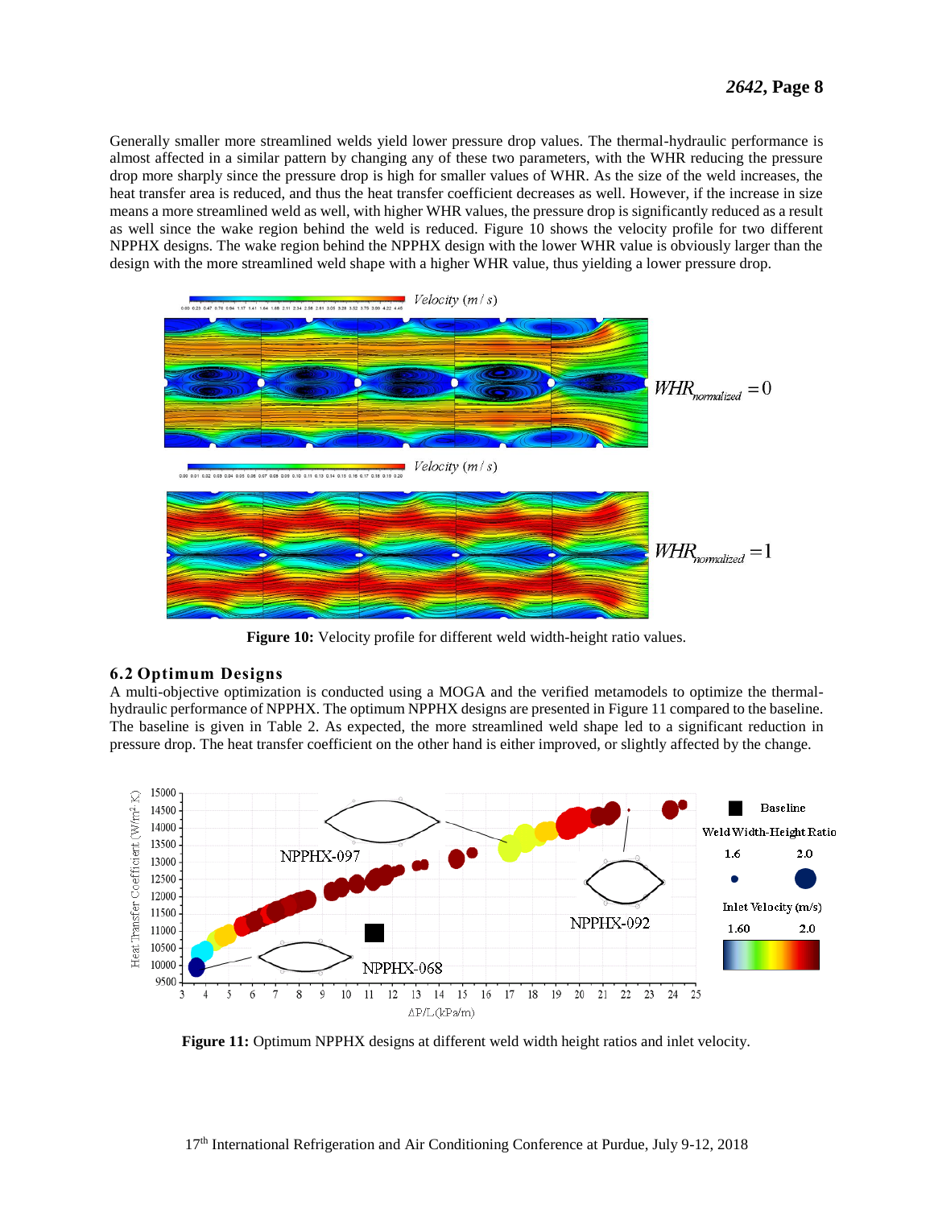Generally smaller more streamlined welds yield lower pressure drop values. The thermal-hydraulic performance is almost affected in a similar pattern by changing any of these two parameters, with the WHR reducing the pressure drop more sharply since the pressure drop is high for smaller values of WHR. As the size of the weld increases, the heat transfer area is reduced, and thus the heat transfer coefficient decreases as well. However, if the increase in size means a more streamlined weld as well, with higher WHR values, the pressure drop is significantly reduced as a result as well since the wake region behind the weld is reduced. Figure 10 shows the velocity profile for two different NPPHX designs. The wake region behind the NPPHX design with the lower WHR value is obviously larger than the design with the more streamlined weld shape with a higher WHR value, thus yielding a lower pressure drop.

**Figure 10:** Velocity profile for different weld width-height ratio values.

## 6.2 Optimum Designs

A multi-objective optimization is conducted using a MOGA and the verified metamodels to optimize the thermal-hydraulic performance of NPPHX. The optimum NPPHX designs are presented in Figure 11 compared to the baseline. The baseline is given in Table 2. As expected, the more streamlined weld shape led to a significant reduction in pressure drop. The heat transfer coefficient on the other hand is either improved, or slightly affected by the change.

**Figure 11:** Optimum NPPHX designs at different weld width height ratios and inlet velocity.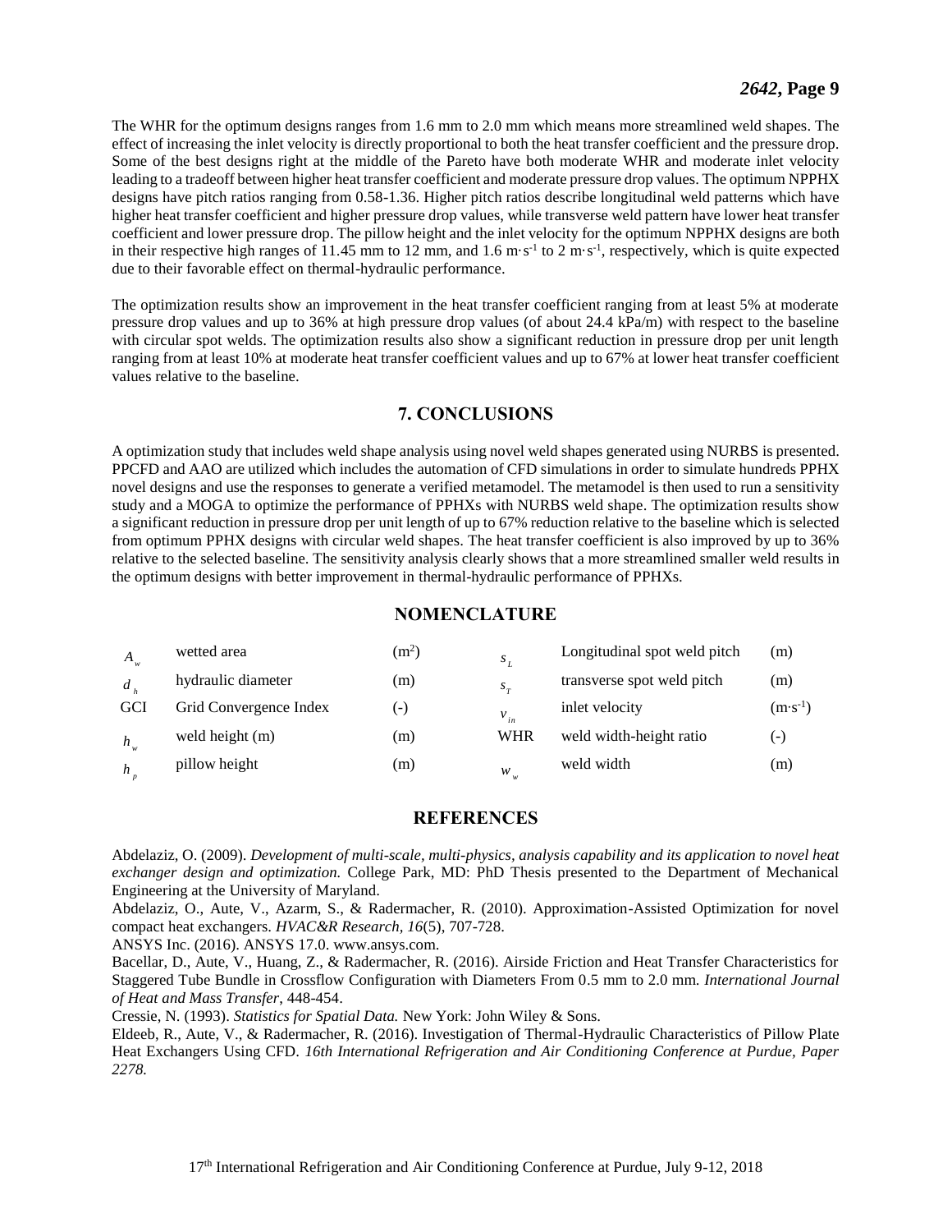The WHR for the optimum designs ranges from 1.6 mm to 2.0 mm which means more streamlined weld shapes. The effect of increasing the inlet velocity is directly proportional to both the heat transfer coefficient and the pressure drop. Some of the best designs right at the middle of the Pareto have both moderate WHR and moderate inlet velocity leading to a tradeoff between higher heat transfer coefficient and moderate pressure drop values. The optimum NPPHX designs have pitch ratios ranging from 0.58-1.36. Higher pitch ratios describe longitudinal weld patterns which have higher heat transfer coefficient and higher pressure drop values, while transverse weld pattern have lower heat transfer coefficient and lower pressure drop. The pillow height and the inlet velocity for the optimum NPPHX designs are both in their respective high ranges of 11.45 mm to 12 mm, and 1.6 $m \cdot s^{-1}$ to 2 $m \cdot s^{-1}$, respectively, which is quite expected due to their favorable effect on thermal-hydraulic performance.

The optimization results show an improvement in the heat transfer coefficient ranging from at least 5% at moderate pressure drop values and up to 36% at high pressure drop values (of about 24.4 kPa/m) with respect to the baseline with circular spot welds. The optimization results also show a significant reduction in pressure drop per unit length ranging from at least 10% at moderate heat transfer coefficient values and up to 67% at lower heat transfer coefficient values relative to the baseline.

## 7. CONCLUSIONS

A optimization study that includes weld shape analysis using novel weld shapes generated using NURBS is presented. PPCFD and AAO are utilized which includes the automation of CFD simulations in order to simulate hundreds PPHX novel designs and use the responses to generate a verified metamodel. The metamodel is then used to run a sensitivity study and a MOGA to optimize the performance of PPHXs with NURBS weld shape. The optimization results show a significant reduction in pressure drop per unit length of up to 67% reduction relative to the baseline which is selected from optimum PPHX designs with circular weld shapes. The heat transfer coefficient is also improved by up to 36% relative to the selected baseline. The sensitivity analysis clearly shows that a more streamlined smaller weld results in the optimum designs with better improvement in thermal-hydraulic performance of PPHXs.

## NOMENCLATURE

| | | | | | |
|---|---|---|---|---|---|
| $A_w$ | wetted area | ($m^2$) | $s_L$ | Longitudinal spot weld pitch | (m) |
| $d_h$ | hydraulic diameter | (m) | $s_T$ | transverse spot weld pitch | (m) |
| GCI | Grid Convergence Index | (-) | $v_{in}$ | inlet velocity | ($m \cdot s^{-1}$) |
| $h_w$ | weld height (m) | (m) | WHR | weld width-height ratio | (-) |
| $h_p$ | pillow height | (m) | $w_w$ | weld width | (m) |

## REFERENCES

Abdelaziz, O. (2009). *Development of multi-scale, multi-physics, analysis capability and its application to novel heat exchanger design and optimization.* College Park, MD: PhD Thesis presented to the Department of Mechanical Engineering at the University of Maryland.

Abdelaziz, O., Aute, V., Azarm, S., & Radermacher, R. (2010). Approximation-Assisted Optimization for novel compact heat exchangers. *HVAC&R Research, 16*(5), 707-728.

ANSYS Inc. (2016). ANSYS 17.0. www.ansys.com.

Bacellar, D., Aute, V., Huang, Z., & Radermacher, R. (2016). Airside Friction and Heat Transfer Characteristics for Staggered Tube Bundle in Crossflow Configuration with Diameters From 0.5 mm to 2.0 mm. *International Journal of Heat and Mass Transfer*, 448-454.

Cressie, N. (1993). *Statistics for Spatial Data.* New York: John Wiley & Sons.

Eldeeb, R., Aute, V., & Radermacher, R. (2016). Investigation of Thermal-Hydraulic Characteristics of Pillow Plate Heat Exchangers Using CFD. *16th International Refrigeration and Air Conditioning Conference at Purdue, Paper 2278.*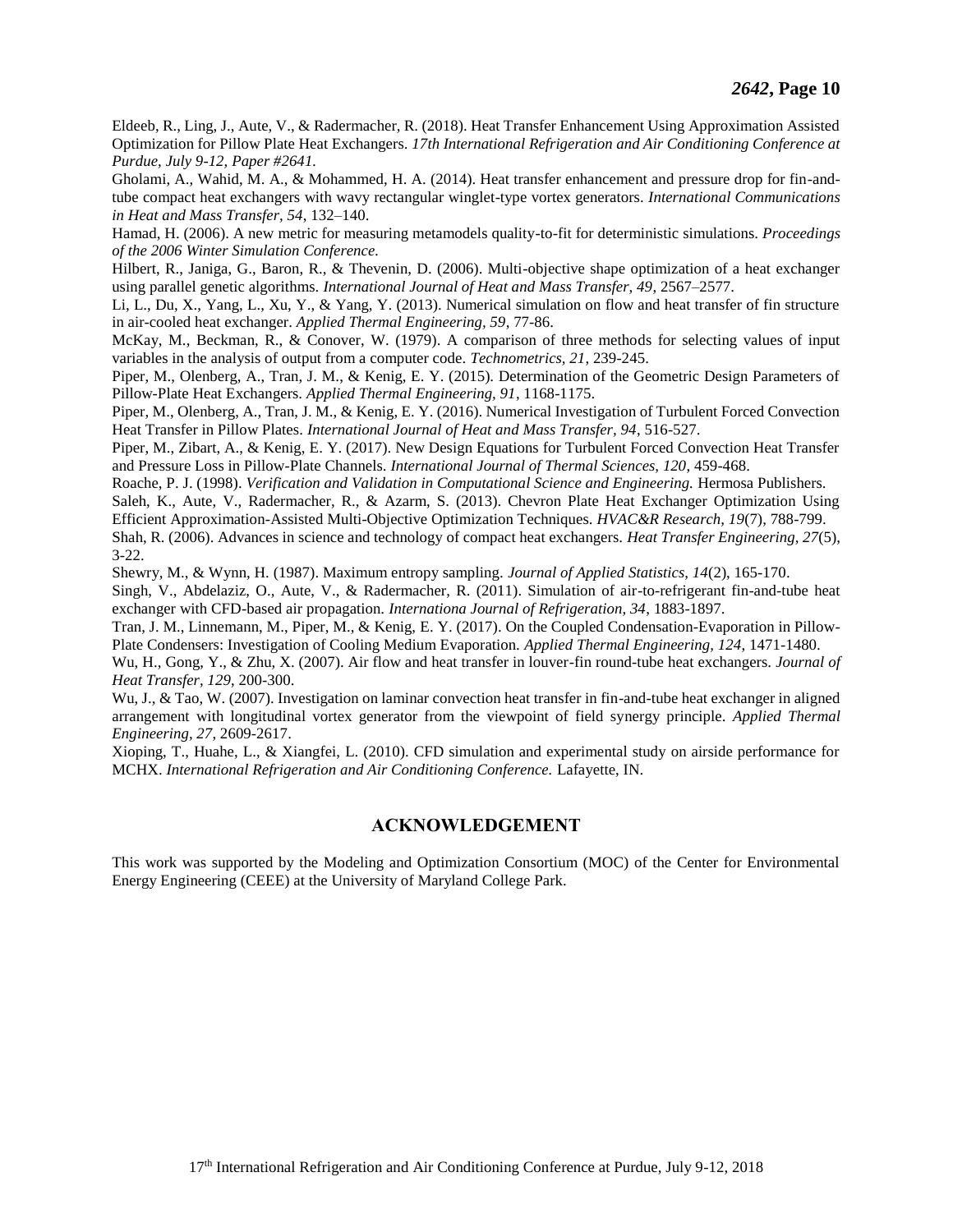Eldeeb, R., Ling, J., Aute, V., & Radermacher, R. (2018). Heat Transfer Enhancement Using Approximation Assisted Optimization for Pillow Plate Heat Exchangers. *17th International Refrigeration and Air Conditioning Conference at Purdue, July 9-12, Paper #2641.*

Gholami, A., Wahid, M. A., & Mohammed, H. A. (2014). Heat transfer enhancement and pressure drop for fin-and-tube compact heat exchangers with wavy rectangular winglet-type vortex generators. *International Communications in Heat and Mass Transfer*, *54*, 132–140.

Hamad, H. (2006). A new metric for measuring metamodels quality-to-fit for deterministic simulations. *Proceedings of the 2006 Winter Simulation Conference.*

Hilbert, R., Janiga, G., Baron, R., & Thevenin, D. (2006). Multi-objective shape optimization of a heat exchanger using parallel genetic algorithms. *International Journal of Heat and Mass Transfer, 49*, 2567–2577.

Li, L., Du, X., Yang, L., Xu, Y., & Yang, Y. (2013). Numerical simulation on flow and heat transfer of fin structure in air-cooled heat exchanger. *Applied Thermal Engineering, 59*, 77-86.

McKay, M., Beckman, R., & Conover, W. (1979). A comparison of three methods for selecting values of input variables in the analysis of output from a computer code. *Technometrics, 21*, 239-245.

Piper, M., Olenberg, A., Tran, J. M., & Kenig, E. Y. (2015). Determination of the Geometric Design Parameters of Pillow-Plate Heat Exchangers. *Applied Thermal Engineering, 91*, 1168-1175.

Piper, M., Olenberg, A., Tran, J. M., & Kenig, E. Y. (2016). Numerical Investigation of Turbulent Forced Convection Heat Transfer in Pillow Plates. *International Journal of Heat and Mass Transfer, 94*, 516-527.

Piper, M., Zibart, A., & Kenig, E. Y. (2017). New Design Equations for Turbulent Forced Convection Heat Transfer and Pressure Loss in Pillow-Plate Channels. *International Journal of Thermal Sciences, 120*, 459-468.

Roache, P. J. (1998). *Verification and Validation in Computational Science and Engineering.* Hermosa Publishers.

Saleh, K., Aute, V., Radermacher, R., & Azarm, S. (2013). Chevron Plate Heat Exchanger Optimization Using Efficient Approximation-Assisted Multi-Objective Optimization Techniques. *HVAC&R Research, 19*(7), 788-799.

Shah, R. (2006). Advances in science and technology of compact heat exchangers. *Heat Transfer Engineering, 27*(5), 3-22.

Shewry, M., & Wynn, H. (1987). Maximum entropy sampling. *Journal of Applied Statistics, 14*(2), 165-170.

Singh, V., Abdelaziz, O., Aute, V., & Radermacher, R. (2011). Simulation of air-to-refrigerant fin-and-tube heat exchanger with CFD-based air propagation. *Internationa Journal of Refrigeration, 34*, 1883-1897.

Tran, J. M., Linnemann, M., Piper, M., & Kenig, E. Y. (2017). On the Coupled Condensation-Evaporation in Pillow-Plate Condensers: Investigation of Cooling Medium Evaporation. *Applied Thermal Engineering, 124*, 1471-1480.

Wu, H., Gong, Y., & Zhu, X. (2007). Air flow and heat transfer in louver-fin round-tube heat exchangers. *Journal of Heat Transfer, 129*, 200-300.

Wu, J., & Tao, W. (2007). Investigation on laminar convection heat transfer in fin-and-tube heat exchanger in aligned arrangement with longitudinal vortex generator from the viewpoint of field synergy principle. *Applied Thermal Engineering, 27*, 2609-2617.

Xioping, T., Huahe, L., & Xiangfei, L. (2010). CFD simulation and experimental study on airside performance for MCHX. *International Refrigeration and Air Conditioning Conference.* Lafayette, IN.

## ACKNOWLEDGEMENT

This work was supported by the Modeling and Optimization Consortium (MOC) of the Center for Environmental Energy Engineering (CEEE) at the University of Maryland College Park.